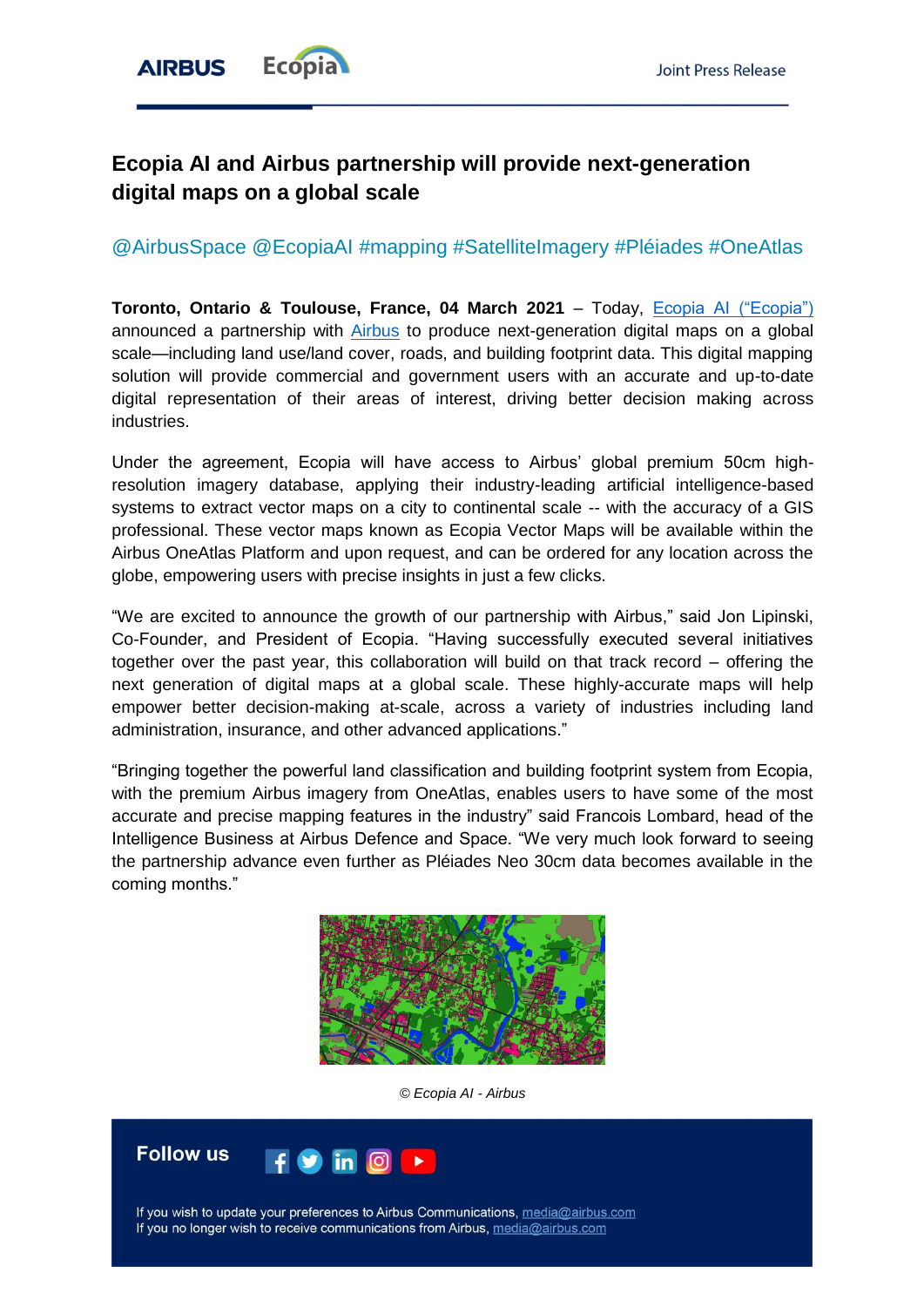Joint Press Release

# Ecopia AI and Airbus partnership will provide next-generation digital maps on a global scale

@AirbusSpace @EcopiaAI #mapping #SatelliteImagery #Pléiades #OneAtlas

**Toronto, Ontario & Toulouse, France, 04 March 2021** – Today, Ecopia AI ("Ecopia") announced a partnership with Airbus to produce next-generation digital maps on a global scale—including land use/land cover, roads, and building footprint data. This digital mapping solution will provide commercial and government users with an accurate and up-to-date digital representation of their areas of interest, driving better decision making across industries.

Under the agreement, Ecopia will have access to Airbus' global premium 50cm high-resolution imagery database, applying their industry-leading artificial intelligence-based systems to extract vector maps on a city to continental scale -- with the accuracy of a GIS professional. These vector maps known as Ecopia Vector Maps will be available within the Airbus OneAtlas Platform and upon request, and can be ordered for any location across the globe, empowering users with precise insights in just a few clicks.

"We are excited to announce the growth of our partnership with Airbus," said Jon Lipinski, Co-Founder, and President of Ecopia. "Having successfully executed several initiatives together over the past year, this collaboration will build on that track record – offering the next generation of digital maps at a global scale. These highly-accurate maps will help empower better decision-making at-scale, across a variety of industries including land administration, insurance, and other advanced applications."

"Bringing together the powerful land classification and building footprint system from Ecopia, with the premium Airbus imagery from OneAtlas, enables users to have some of the most accurate and precise mapping features in the industry" said Francois Lombard, head of the Intelligence Business at Airbus Defence and Space. "We very much look forward to seeing the partnership advance even further as Pléiades Neo 30cm data becomes available in the coming months."

*© Ecopia AI - Airbus*

**Follow us**

If you wish to update your preferences to Airbus Communications, media@airbus.com
If you no longer wish to receive communications from Airbus, media@airbus.com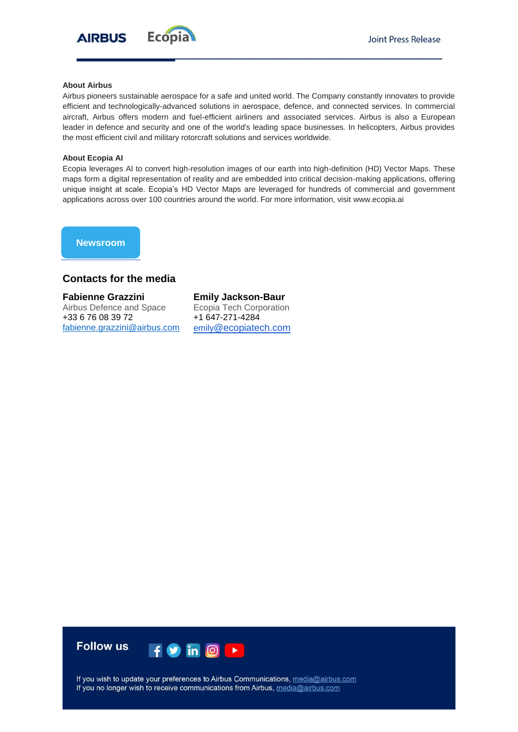**About Airbus**

Airbus pioneers sustainable aerospace for a safe and united world. The Company constantly innovates to provide efficient and technologically-advanced solutions in aerospace, defence, and connected services. In commercial aircraft, Airbus offers modern and fuel-efficient airliners and associated services. Airbus is also a European leader in defence and security and one of the world's leading space businesses. In helicopters, Airbus provides the most efficient civil and military rotorcraft solutions and services worldwide.

**About Ecopia AI**

Ecopia leverages AI to convert high-resolution images of our earth into high-definition (HD) Vector Maps. These maps form a digital representation of reality and are embedded into critical decision-making applications, offering unique insight at scale. Ecopia's HD Vector Maps are leveraged for hundreds of commercial and government applications across over 100 countries around the world. For more information, visit www.ecopia.ai

Newsroom

## Contacts for the media

**Fabienne Grazzini**
Airbus Defence and Space
+33 6 76 08 39 72
fabienne.grazzini@airbus.com

**Emily Jackson-Baur**
Ecopia Tech Corporation
+1 647-271-4284
emily@ecopiatech.com

**Follow us**

If you wish to update your preferences to Airbus Communications, media@airbus.com
If you no longer wish to receive communications from Airbus, media@airbus.com